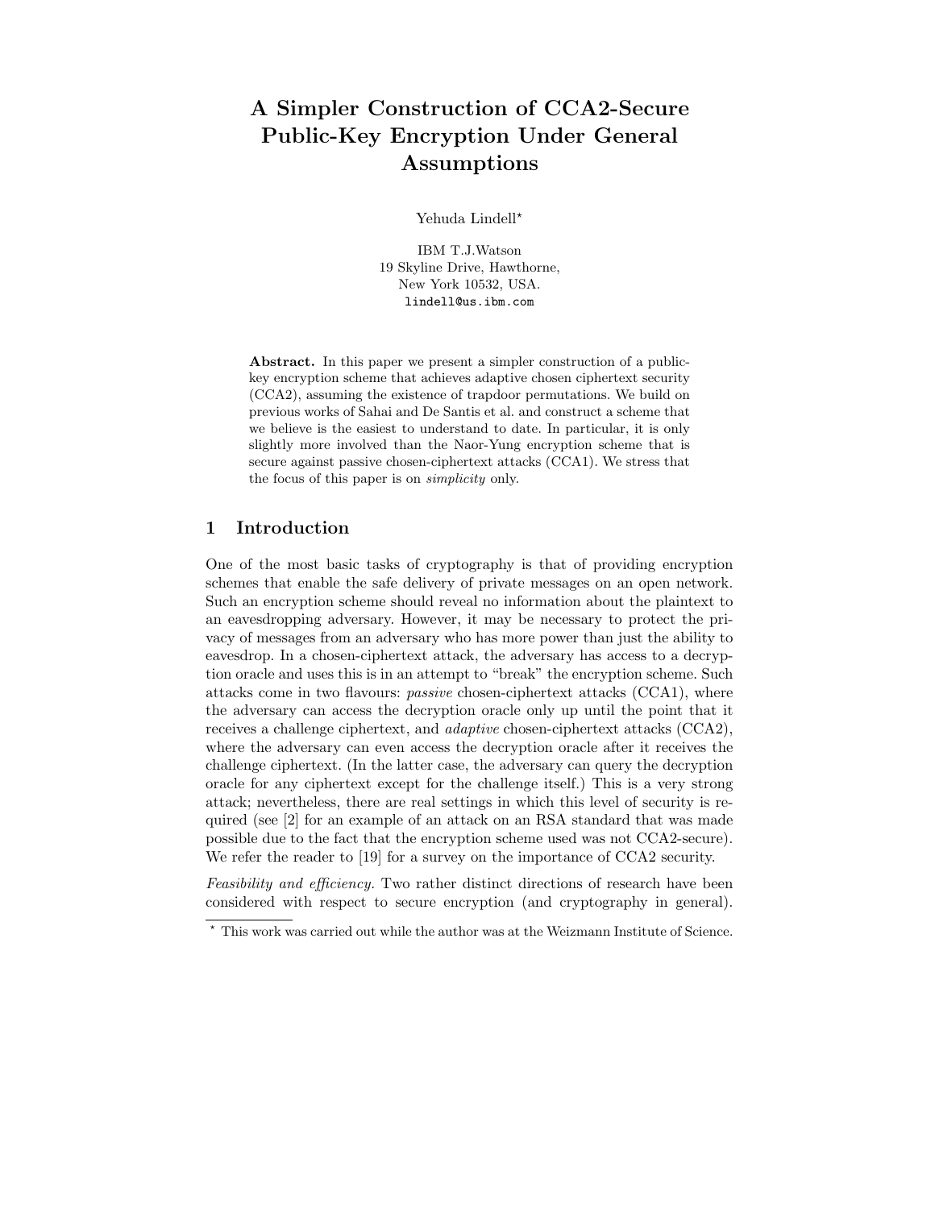# A Simpler Construction of CCA2-Secure Public-Key Encryption Under General Assumptions

Yehuda Lindell*

IBM T.J.Watson
19 Skyline Drive, Hawthorne,
New York 10532, USA.
`lindell@us.ibm.com`

**Abstract.** In this paper we present a simpler construction of a public-key encryption scheme that achieves adaptive chosen ciphertext security (CCA2), assuming the existence of trapdoor permutations. We build on previous works of Sahai and De Santis et al. and construct a scheme that we believe is the easiest to understand to date. In particular, it is only slightly more involved than the Naor-Yung encryption scheme that is secure against passive chosen-ciphertext attacks (CCA1). We stress that the focus of this paper is on *simplicity* only.

## 1 Introduction

One of the most basic tasks of cryptography is that of providing encryption schemes that enable the safe delivery of private messages on an open network. Such an encryption scheme should reveal no information about the plaintext to an eavesdropping adversary. However, it may be necessary to protect the privacy of messages from an adversary who has more power than just the ability to eavesdrop. In a chosen-ciphertext attack, the adversary has access to a decryption oracle and uses this is in an attempt to "break" the encryption scheme. Such attacks come in two flavours: *passive* chosen-ciphertext attacks (CCA1), where the adversary can access the decryption oracle only up until the point that it receives a challenge ciphertext, and *adaptive* chosen-ciphertext attacks (CCA2), where the adversary can even access the decryption oracle after it receives the challenge ciphertext. (In the latter case, the adversary can query the decryption oracle for any ciphertext except for the challenge itself.) This is a very strong attack; nevertheless, there are real settings in which this level of security is required (see [2] for an example of an attack on an RSA standard that was made possible due to the fact that the encryption scheme used was not CCA2-secure). We refer the reader to [19] for a survey on the importance of CCA2 security.

*Feasibility and efficiency.* Two rather distinct directions of research have been considered with respect to secure encryption (and cryptography in general).

* This work was carried out while the author was at the Weizmann Institute of Science.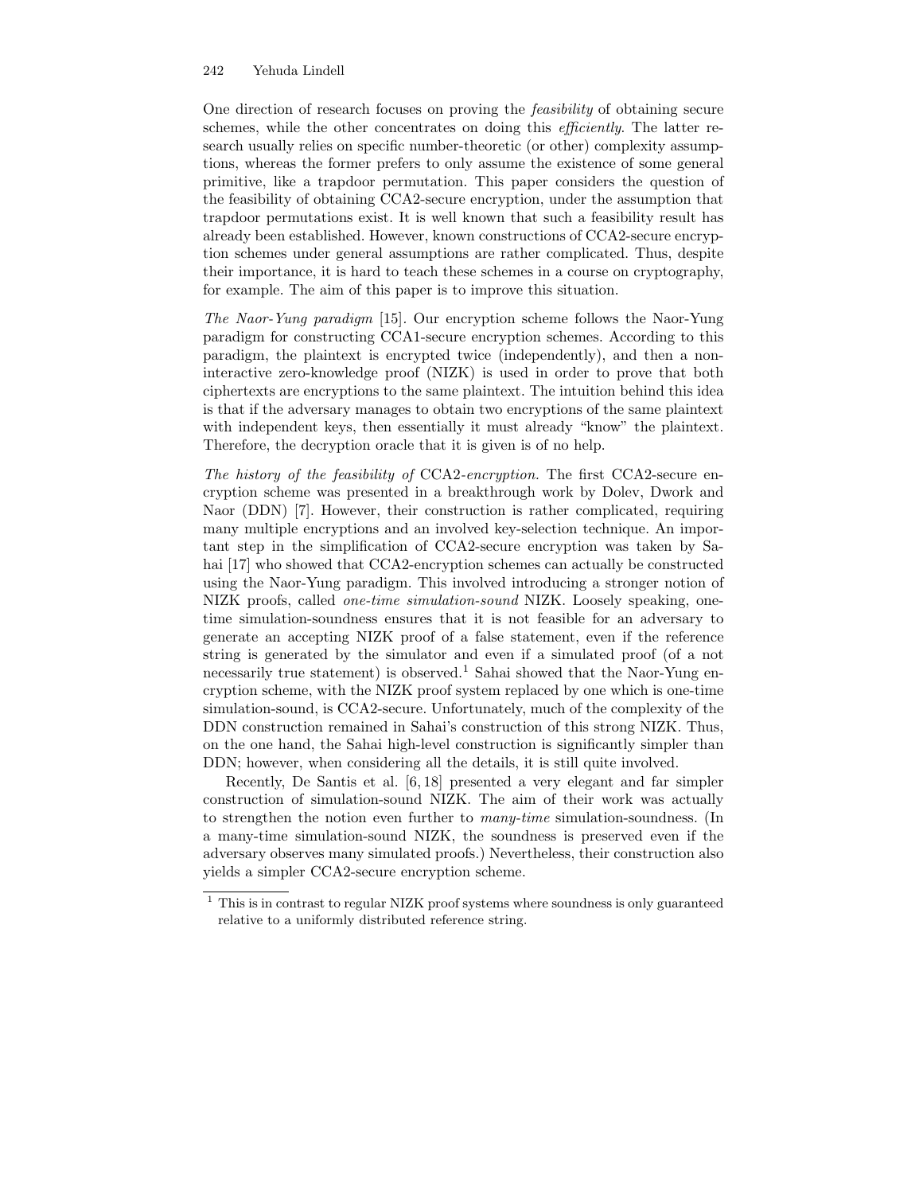One direction of research focuses on proving the *feasibility* of obtaining secure schemes, while the other concentrates on doing this *efficiently*. The latter research usually relies on specific number-theoretic (or other) complexity assumptions, whereas the former prefers to only assume the existence of some general primitive, like a trapdoor permutation. This paper considers the question of the feasibility of obtaining CCA2-secure encryption, under the assumption that trapdoor permutations exist. It is well known that such a feasibility result has already been established. However, known constructions of CCA2-secure encryption schemes under general assumptions are rather complicated. Thus, despite their importance, it is hard to teach these schemes in a course on cryptography, for example. The aim of this paper is to improve this situation.

*The Naor-Yung paradigm* [15]. Our encryption scheme follows the Naor-Yung paradigm for constructing CCA1-secure encryption schemes. According to this paradigm, the plaintext is encrypted twice (independently), and then a non-interactive zero-knowledge proof (NIZK) is used in order to prove that both ciphertexts are encryptions to the same plaintext. The intuition behind this idea is that if the adversary manages to obtain two encryptions of the same plaintext with independent keys, then essentially it must already "know" the plaintext. Therefore, the decryption oracle that it is given is of no help.

*The history of the feasibility of* CCA2*-encryption.* The first CCA2-secure encryption scheme was presented in a breakthrough work by Dolev, Dwork and Naor (DDN) [7]. However, their construction is rather complicated, requiring many multiple encryptions and an involved key-selection technique. An important step in the simplification of CCA2-secure encryption was taken by Sahai [17] who showed that CCA2-encryption schemes can actually be constructed using the Naor-Yung paradigm. This involved introducing a stronger notion of NIZK proofs, called *one-time simulation-sound* NIZK. Loosely speaking, one-time simulation-soundness ensures that it is not feasible for an adversary to generate an accepting NIZK proof of a false statement, even if the reference string is generated by the simulator and even if a simulated proof (of a not necessarily true statement) is observed.[1] Sahai showed that the Naor-Yung encryption scheme, with the NIZK proof system replaced by one which is one-time simulation-sound, is CCA2-secure. Unfortunately, much of the complexity of the DDN construction remained in Sahai's construction of this strong NIZK. Thus, on the one hand, the Sahai high-level construction is significantly simpler than DDN; however, when considering all the details, it is still quite involved.

Recently, De Santis et al. [6, 18] presented a very elegant and far simpler construction of simulation-sound NIZK. The aim of their work was actually to strengthen the notion even further to *many-time* simulation-soundness. (In a many-time simulation-sound NIZK, the soundness is preserved even if the adversary observes many simulated proofs.) Nevertheless, their construction also yields a simpler CCA2-secure encryption scheme.

[1] This is in contrast to regular NIZK proof systems where soundness is only guaranteed relative to a uniformly distributed reference string.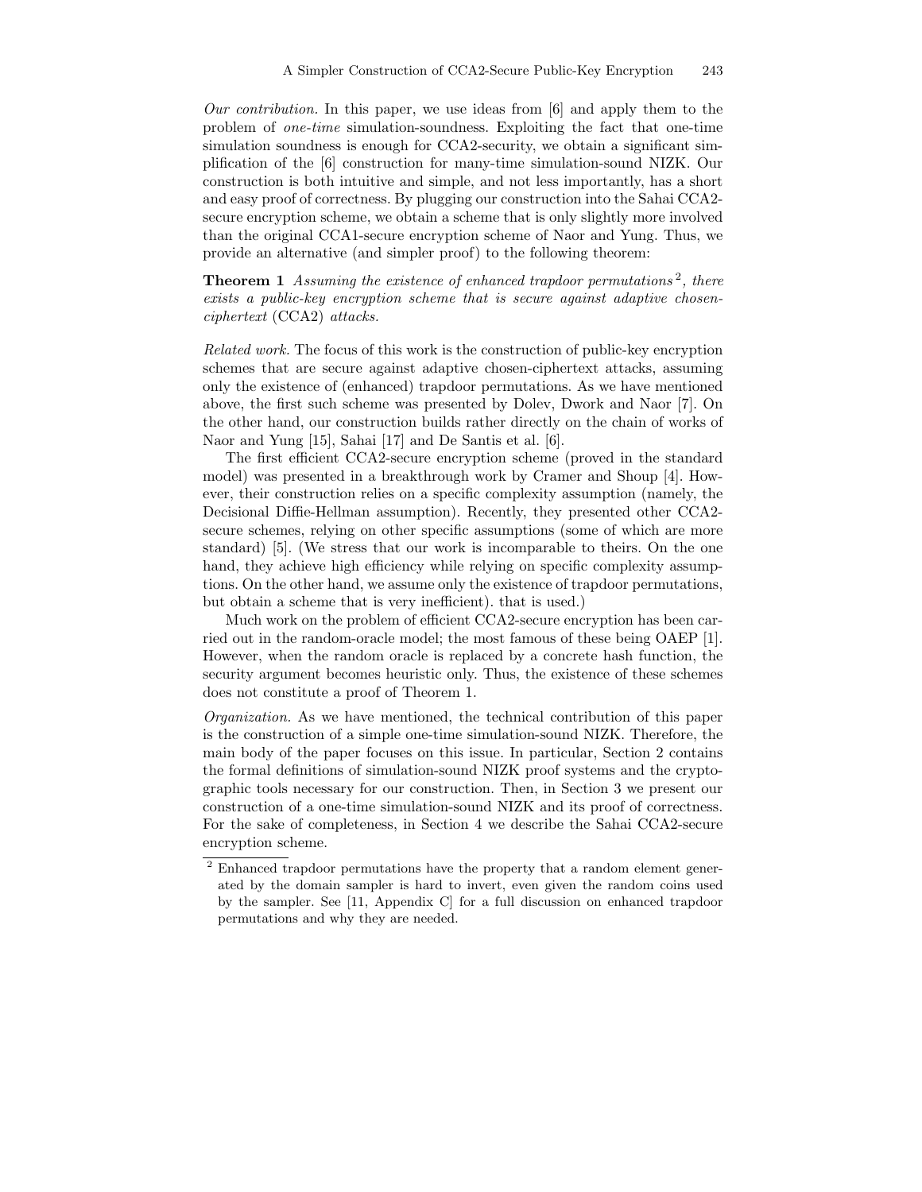*Our contribution.* In this paper, we use ideas from [6] and apply them to the problem of *one-time* simulation-soundness. Exploiting the fact that one-time simulation soundness is enough for CCA2-security, we obtain a significant simplification of the [6] construction for many-time simulation-sound NIZK. Our construction is both intuitive and simple, and not less importantly, has a short and easy proof of correctness. By plugging our construction into the Sahai CCA2-secure encryption scheme, we obtain a scheme that is only slightly more involved than the original CCA1-secure encryption scheme of Naor and Yung. Thus, we provide an alternative (and simpler proof) to the following theorem:

**Theorem 1** *Assuming the existence of enhanced trapdoor permutations*[2]*, there exists a public-key encryption scheme that is secure against adaptive chosen-ciphertext* (CCA2) *attacks.*

*Related work.* The focus of this work is the construction of public-key encryption schemes that are secure against adaptive chosen-ciphertext attacks, assuming only the existence of (enhanced) trapdoor permutations. As we have mentioned above, the first such scheme was presented by Dolev, Dwork and Naor [7]. On the other hand, our construction builds rather directly on the chain of works of Naor and Yung [15], Sahai [17] and De Santis et al. [6].

The first efficient CCA2-secure encryption scheme (proved in the standard model) was presented in a breakthrough work by Cramer and Shoup [4]. However, their construction relies on a specific complexity assumption (namely, the Decisional Diffie-Hellman assumption). Recently, they presented other CCA2-secure schemes, relying on other specific assumptions (some of which are more standard) [5]. (We stress that our work is incomparable to theirs. On the one hand, they achieve high efficiency while relying on specific complexity assumptions. On the other hand, we assume only the existence of trapdoor permutations, but obtain a scheme that is very inefficient). that is used.)

Much work on the problem of efficient CCA2-secure encryption has been carried out in the random-oracle model; the most famous of these being OAEP [1]. However, when the random oracle is replaced by a concrete hash function, the security argument becomes heuristic only. Thus, the existence of these schemes does not constitute a proof of Theorem 1.

*Organization.* As we have mentioned, the technical contribution of this paper is the construction of a simple one-time simulation-sound NIZK. Therefore, the main body of the paper focuses on this issue. In particular, Section 2 contains the formal definitions of simulation-sound NIZK proof systems and the cryptographic tools necessary for our construction. Then, in Section 3 we present our construction of a one-time simulation-sound NIZK and its proof of correctness. For the sake of completeness, in Section 4 we describe the Sahai CCA2-secure encryption scheme.

---

[2] Enhanced trapdoor permutations have the property that a random element generated by the domain sampler is hard to invert, even given the random coins used by the sampler. See [11, Appendix C] for a full discussion on enhanced trapdoor permutations and why they are needed.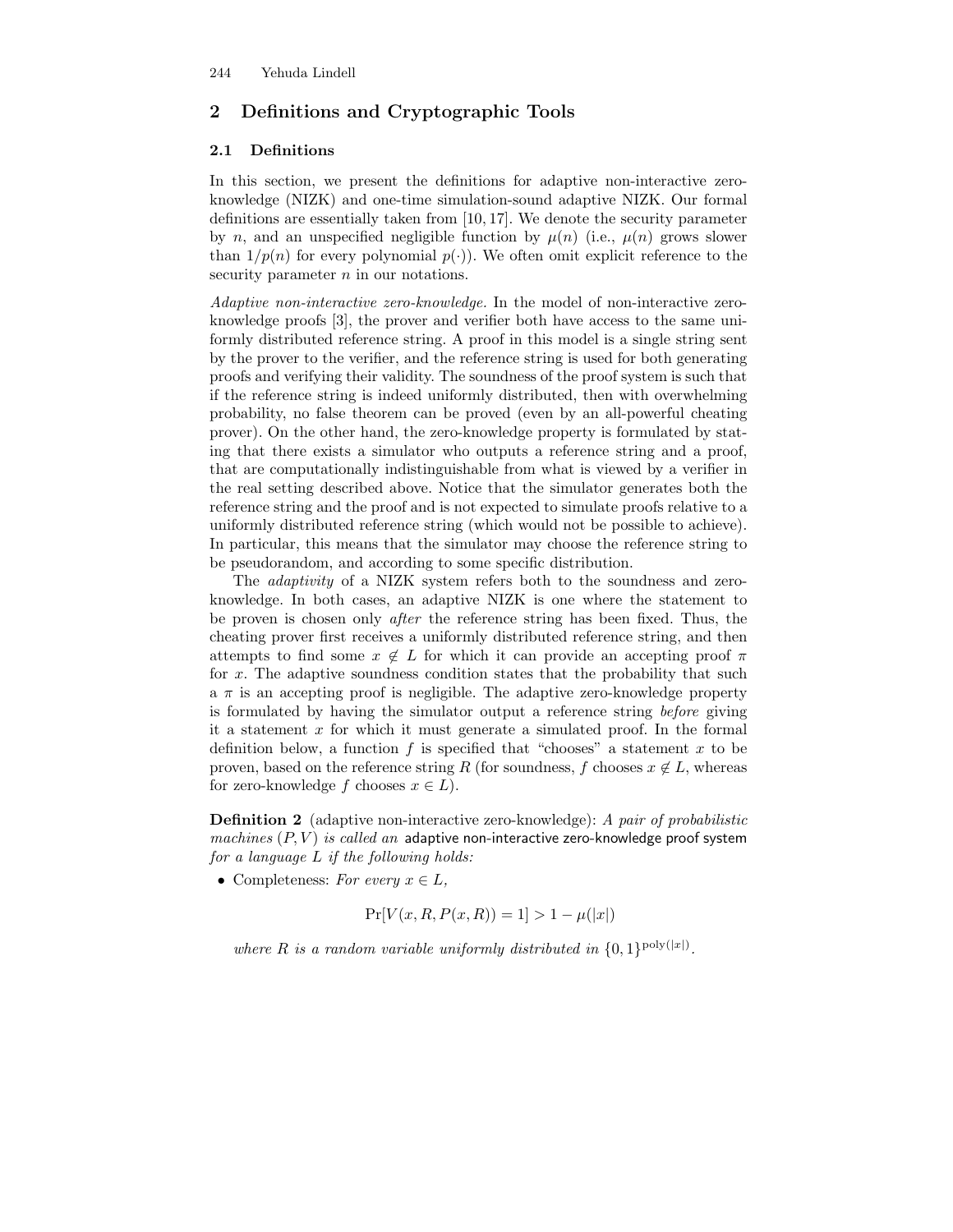## 2 Definitions and Cryptographic Tools

### 2.1 Definitions

In this section, we present the definitions for adaptive non-interactive zero-knowledge (NIZK) and one-time simulation-sound adaptive NIZK. Our formal definitions are essentially taken from [10, 17]. We denote the security parameter by $n$, and an unspecified negligible function by $\mu(n)$ (i.e., $\mu(n)$ grows slower than $1/p(n)$ for every polynomial $p(\cdot)$). We often omit explicit reference to the security parameter $n$ in our notations.

*Adaptive non-interactive zero-knowledge.* In the model of non-interactive zero-knowledge proofs [3], the prover and verifier both have access to the same uniformly distributed reference string. A proof in this model is a single string sent by the prover to the verifier, and the reference string is used for both generating proofs and verifying their validity. The soundness of the proof system is such that if the reference string is indeed uniformly distributed, then with overwhelming probability, no false theorem can be proved (even by an all-powerful cheating prover). On the other hand, the zero-knowledge property is formulated by stating that there exists a simulator who outputs a reference string and a proof, that are computationally indistinguishable from what is viewed by a verifier in the real setting described above. Notice that the simulator generates both the reference string and the proof and is not expected to simulate proofs relative to a uniformly distributed reference string (which would not be possible to achieve). In particular, this means that the simulator may choose the reference string to be pseudorandom, and according to some specific distribution.

The *adaptivity* of a NIZK system refers both to the soundness and zero-knowledge. In both cases, an adaptive NIZK is one where the statement to be proven is chosen only *after* the reference string has been fixed. Thus, the cheating prover first receives a uniformly distributed reference string, and then attempts to find some $x \notin L$ for which it can provide an accepting proof $\pi$ for $x$. The adaptive soundness condition states that the probability that such a $\pi$ is an accepting proof is negligible. The adaptive zero-knowledge property is formulated by having the simulator output a reference string *before* giving it a statement $x$ for which it must generate a simulated proof. In the formal definition below, a function $f$ is specified that "chooses" a statement $x$ to be proven, based on the reference string $R$ (for soundness, $f$ chooses $x \notin L$, whereas for zero-knowledge $f$ chooses $x \in L$).

**Definition 2** (adaptive non-interactive zero-knowledge): *A pair of probabilistic machines $(P, V)$ is called an* adaptive non-interactive zero-knowledge proof system *for a language $L$ if the following holds:*

- Completeness: *For every $x \in L$,*

$$\Pr[V(x, R, P(x, R)) = 1] > 1 - \mu(|x|)$$

*where $R$ is a random variable uniformly distributed in $\{0,1\}^{\text{poly}(|x|)}$.*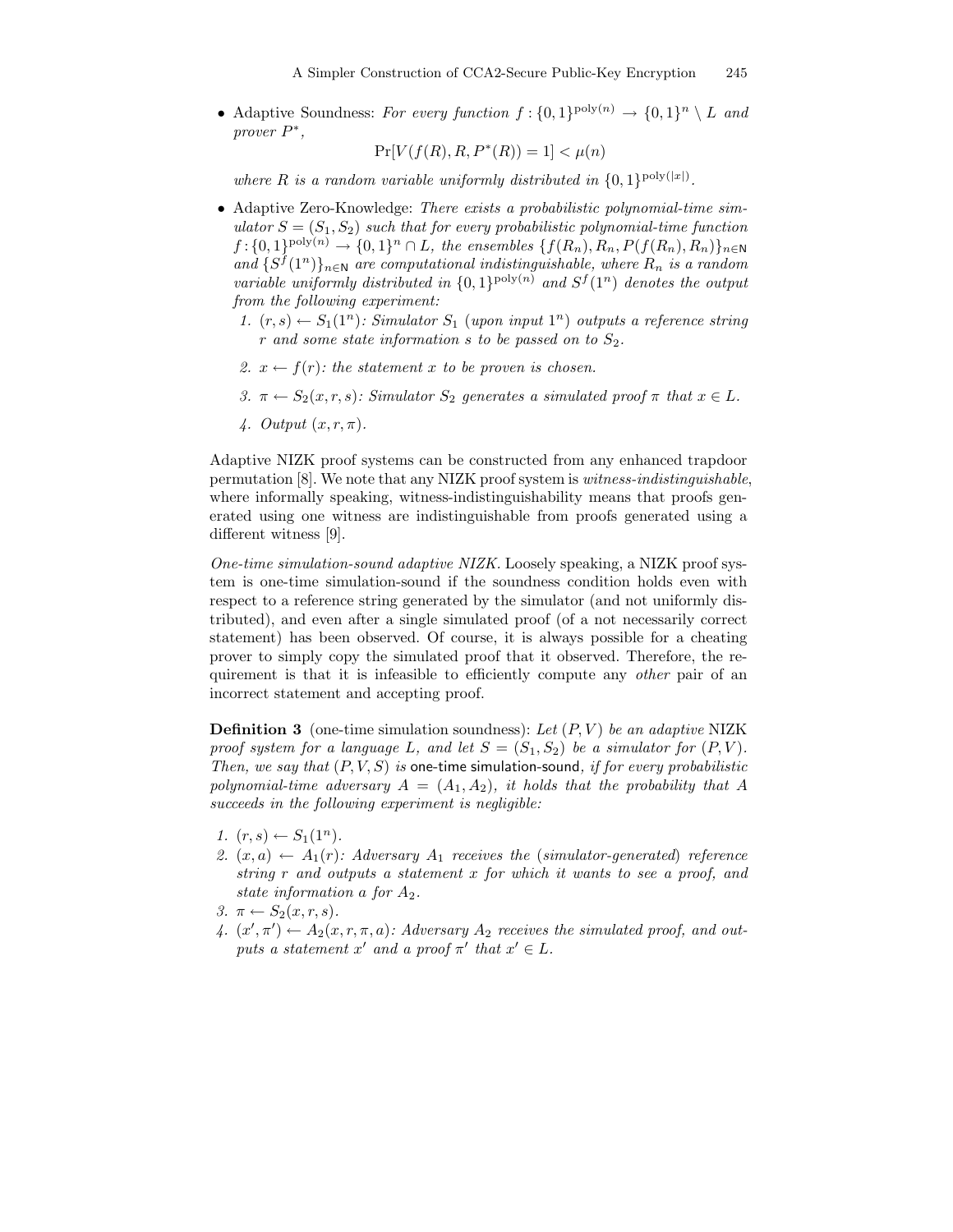- Adaptive Soundness: *For every function* $f : \{0,1\}^{\text{poly}(n)} \to \{0,1\}^n \setminus L$ *and prover* $P^*$,

$$\Pr[V(f(R), R, P^*(R)) = 1] < \mu(n)$$

*where* $R$ *is a random variable uniformly distributed in* $\{0,1\}^{\text{poly}(|x|)}$.

- Adaptive Zero-Knowledge: *There exists a probabilistic polynomial-time simulator* $S = (S_1, S_2)$ *such that for every probabilistic polynomial-time function* $f : \{0,1\}^{\text{poly}(n)} \to \{0,1\}^n \cap L$, *the ensembles* $\{f(R_n), R_n, P(f(R_n), R_n)\}_{n \in \mathsf{N}}$ *and* $\{S^f(1^n)\}_{n \in \mathsf{N}}$ *are computational indistinguishable, where* $R_n$ *is a random variable uniformly distributed in* $\{0,1\}^{\text{poly}(n)}$ *and* $S^f(1^n)$ *denotes the output from the following experiment:*
  1. $(r, s) \leftarrow S_1(1^n)$: *Simulator* $S_1$ *(upon input* $1^n$*) outputs a reference string* $r$ *and some state information* $s$ *to be passed on to* $S_2$.
  2. $x \leftarrow f(r)$: *the statement* $x$ *to be proven is chosen.*
  3. $\pi \leftarrow S_2(x, r, s)$: *Simulator* $S_2$ *generates a simulated proof* $\pi$ *that* $x \in L$.
  4. *Output* $(x, r, \pi)$.

Adaptive NIZK proof systems can be constructed from any enhanced trapdoor permutation [8]. We note that any NIZK proof system is *witness-indistinguishable*, where informally speaking, witness-indistinguishability means that proofs generated using one witness are indistinguishable from proofs generated using a different witness [9].

*One-time simulation-sound adaptive NIZK.* Loosely speaking, a NIZK proof system is one-time simulation-sound if the soundness condition holds even with respect to a reference string generated by the simulator (and not uniformly distributed), and even after a single simulated proof (of a not necessarily correct statement) has been observed. Of course, it is always possible for a cheating prover to simply copy the simulated proof that it observed. Therefore, the requirement is that it is infeasible to efficiently compute any *other* pair of an incorrect statement and accepting proof.

**Definition 3** (one-time simulation soundness): *Let* $(P, V)$ *be an adaptive* NIZK *proof system for a language* $L$, *and let* $S = (S_1, S_2)$ *be a simulator for* $(P, V)$. *Then, we say that* $(P, V, S)$ *is* one-time simulation-sound, *if for every probabilistic polynomial-time adversary* $A = (A_1, A_2)$, *it holds that the probability that* $A$ *succeeds in the following experiment is negligible:*

1. $(r, s) \leftarrow S_1(1^n)$.
2. $(x, a) \leftarrow A_1(r)$: *Adversary* $A_1$ *receives the (simulator-generated) reference string* $r$ *and outputs a statement* $x$ *for which it wants to see a proof, and state information* $a$ *for* $A_2$.
3. $\pi \leftarrow S_2(x, r, s)$.
4. $(x', \pi') \leftarrow A_2(x, r, \pi, a)$: *Adversary* $A_2$ *receives the simulated proof, and outputs a statement* $x'$ *and a proof* $\pi'$ *that* $x' \in L$.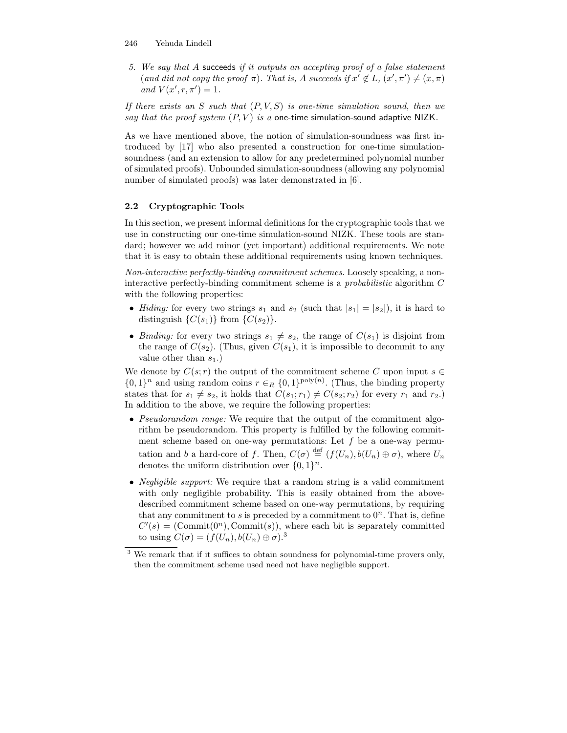5. *We say that $A$* succeeds *if it outputs an accepting proof of a false statement (and did not copy the proof $\pi$). That is, $A$ succeeds if $x' \notin L$, $(x', \pi') \neq (x, \pi)$ and $V(x', r, \pi') = 1$.*

*If there exists an $S$ such that $(P, V, S)$ is one-time simulation sound, then we say that the proof system $(P, V)$ is a* one-time simulation-sound adaptive NIZK*.*

As we have mentioned above, the notion of simulation-soundness was first introduced by [17] who also presented a construction for one-time simulation-soundness (and an extension to allow for any predetermined polynomial number of simulated proofs). Unbounded simulation-soundness (allowing any polynomial number of simulated proofs) was later demonstrated in [6].

### 2.2 Cryptographic Tools

In this section, we present informal definitions for the cryptographic tools that we use in constructing our one-time simulation-sound NIZK. These tools are standard; however we add minor (yet important) additional requirements. We note that it is easy to obtain these additional requirements using known techniques.

*Non-interactive perfectly-binding commitment schemes.* Loosely speaking, a non-interactive perfectly-binding commitment scheme is a *probabilistic* algorithm $C$ with the following properties:

- *Hiding:* for every two strings $s_1$ and $s_2$ (such that $|s_1| = |s_2|$), it is hard to distinguish $\{C(s_1)\}$ from $\{C(s_2)\}$.
- *Binding:* for every two strings $s_1 \neq s_2$, the range of $C(s_1)$ is disjoint from the range of $C(s_2)$. (Thus, given $C(s_1)$, it is impossible to decommit to any value other than $s_1$.)

We denote by $C(s; r)$ the output of the commitment scheme $C$ upon input $s \in \{0,1\}^n$ and using random coins $r \in_R \{0,1\}^{\text{poly}(n)}$. (Thus, the binding property states that for $s_1 \neq s_2$, it holds that $C(s_1; r_1) \neq C(s_2; r_2)$ for every $r_1$ and $r_2$.) In addition to the above, we require the following properties:

- *Pseudorandom range:* We require that the output of the commitment algorithm be pseudorandom. This property is fulfilled by the following commitment scheme based on one-way permutations: Let $f$ be a one-way permutation and $b$ a hard-core of $f$. Then, $C(\sigma) \stackrel{\text{def}}{=} (f(U_n), b(U_n) \oplus \sigma)$, where $U_n$ denotes the uniform distribution over $\{0,1\}^n$.
- *Negligible support:* We require that a random string is a valid commitment with only negligible probability. This is easily obtained from the above-described commitment scheme based on one-way permutations, by requiring that any commitment to $s$ is preceded by a commitment to $0^n$. That is, define $C'(s) = (\text{Commit}(0^n), \text{Commit}(s))$, where each bit is separately committed to using $C(\sigma) = (f(U_n), b(U_n) \oplus \sigma)$.[3]

[3] We remark that if it suffices to obtain soundness for polynomial-time provers only, then the commitment scheme used need not have negligible support.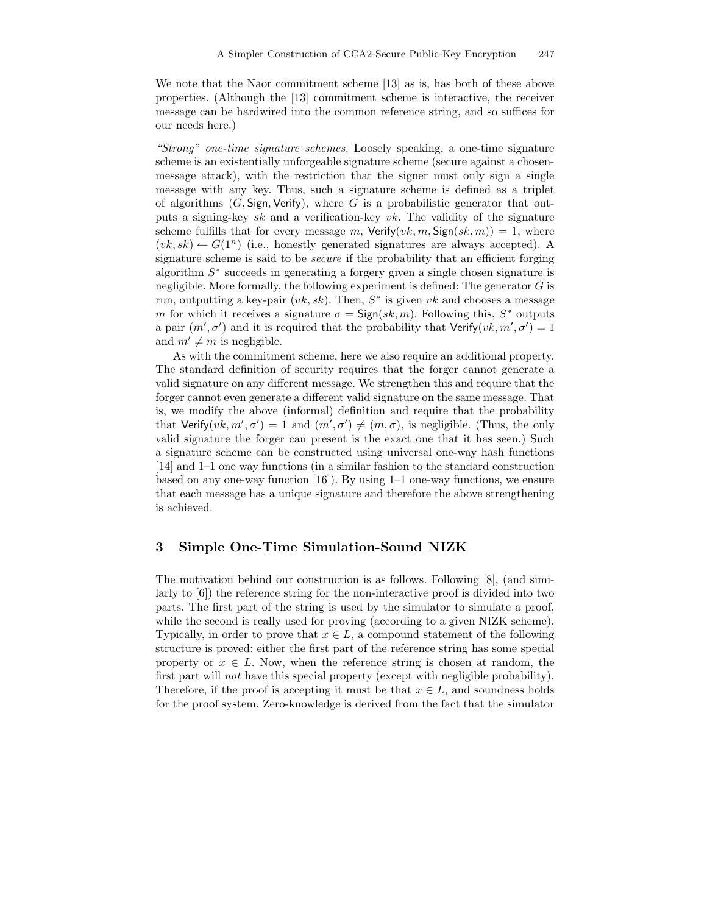We note that the Naor commitment scheme [13] as is, has both of these above properties. (Although the [13] commitment scheme is interactive, the receiver message can be hardwired into the common reference string, and so suffices for our needs here.)

*"Strong" one-time signature schemes.* Loosely speaking, a one-time signature scheme is an existentially unforgeable signature scheme (secure against a chosen-message attack), with the restriction that the signer must only sign a single message with any key. Thus, such a signature scheme is defined as a triplet of algorithms $(G, \mathsf{Sign}, \mathsf{Verify})$, where $G$ is a probabilistic generator that outputs a signing-key $sk$ and a verification-key $vk$. The validity of the signature scheme fulfills that for every message $m$, $\mathsf{Verify}(vk, m, \mathsf{Sign}(sk, m)) = 1$, where $(vk, sk) \leftarrow G(1^n)$ (i.e., honestly generated signatures are always accepted). A signature scheme is said to be *secure* if the probability that an efficient forging algorithm $S^*$ succeeds in generating a forgery given a single chosen signature is negligible. More formally, the following experiment is defined: The generator $G$ is run, outputting a key-pair $(vk, sk)$. Then, $S^*$ is given $vk$ and chooses a message $m$ for which it receives a signature $\sigma = \mathsf{Sign}(sk, m)$. Following this, $S^*$ outputs a pair $(m', \sigma')$ and it is required that the probability that $\mathsf{Verify}(vk, m', \sigma') = 1$ and $m' \neq m$ is negligible.

As with the commitment scheme, here we also require an additional property. The standard definition of security requires that the forger cannot generate a valid signature on any different message. We strengthen this and require that the forger cannot even generate a different valid signature on the same message. That is, we modify the above (informal) definition and require that the probability that $\mathsf{Verify}(vk, m', \sigma') = 1$ and $(m', \sigma') \neq (m, \sigma)$, is negligible. (Thus, the only valid signature the forger can present is the exact one that it has seen.) Such a signature scheme can be constructed using universal one-way hash functions [14] and 1–1 one way functions (in a similar fashion to the standard construction based on any one-way function [16]). By using 1–1 one-way functions, we ensure that each message has a unique signature and therefore the above strengthening is achieved.

## 3 Simple One-Time Simulation-Sound NIZK

The motivation behind our construction is as follows. Following [8], (and similarly to [6]) the reference string for the non-interactive proof is divided into two parts. The first part of the string is used by the simulator to simulate a proof, while the second is really used for proving (according to a given NIZK scheme). Typically, in order to prove that $x \in L$, a compound statement of the following structure is proved: either the first part of the reference string has some special property or $x \in L$. Now, when the reference string is chosen at random, the first part will *not* have this special property (except with negligible probability). Therefore, if the proof is accepting it must be that $x \in L$, and soundness holds for the proof system. Zero-knowledge is derived from the fact that the simulator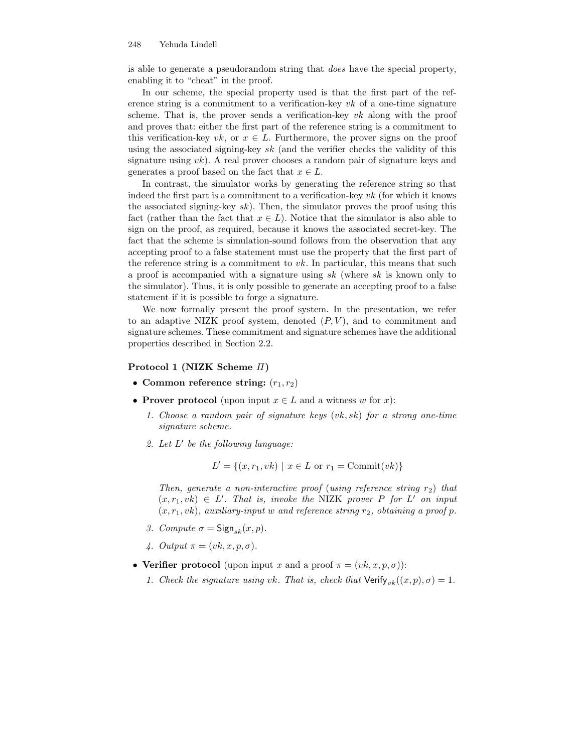is able to generate a pseudorandom string that *does* have the special property, enabling it to "cheat" in the proof.

In our scheme, the special property used is that the first part of the reference string is a commitment to a verification-key $vk$ of a one-time signature scheme. That is, the prover sends a verification-key $vk$ along with the proof and proves that: either the first part of the reference string is a commitment to this verification-key $vk$, or $x \in L$. Furthermore, the prover signs on the proof using the associated signing-key $sk$ (and the verifier checks the validity of this signature using $vk$). A real prover chooses a random pair of signature keys and generates a proof based on the fact that $x \in L$.

In contrast, the simulator works by generating the reference string so that indeed the first part is a commitment to a verification-key $vk$ (for which it knows the associated signing-key $sk$). Then, the simulator proves the proof using this fact (rather than the fact that $x \in L$). Notice that the simulator is also able to sign on the proof, as required, because it knows the associated secret-key. The fact that the scheme is simulation-sound follows from the observation that any accepting proof to a false statement must use the property that the first part of the reference string is a commitment to $vk$. In particular, this means that such a proof is accompanied with a signature using $sk$ (where $sk$ is known only to the simulator). Thus, it is only possible to generate an accepting proof to a false statement if it is possible to forge a signature.

We now formally present the proof system. In the presentation, we refer to an adaptive NIZK proof system, denoted $(P, V)$, and to commitment and signature schemes. These commitment and signature schemes have the additional properties described in Section 2.2.

**Protocol 1 (NIZK Scheme $\Pi$)**

- **Common reference string:** $(r_1, r_2)$
- **Prover protocol** (upon input $x \in L$ and a witness $w$ for $x$):
  1. *Choose a random pair of signature keys $(vk, sk)$ for a strong one-time signature scheme.*
  2. *Let $L'$ be the following language:*

     $$L' = \{(x, r_1, vk) \mid x \in L \text{ or } r_1 = \text{Commit}(vk)\}$$

     *Then, generate a non-interactive proof (using reference string $r_2$) that $(x, r_1, vk) \in L'$. That is, invoke the* NIZK *prover $P$ for $L'$ on input $(x, r_1, vk)$, auxiliary-input $w$ and reference string $r_2$, obtaining a proof $p$.*
  3. *Compute $\sigma = \mathsf{Sign}_{sk}(x, p)$.*
  4. *Output $\pi = (vk, x, p, \sigma)$.*
- **Verifier protocol** (upon input $x$ and a proof $\pi = (vk, x, p, \sigma)$):
  1. *Check the signature using $vk$. That is, check that $\mathsf{Verify}_{vk}((x, p), \sigma) = 1$.*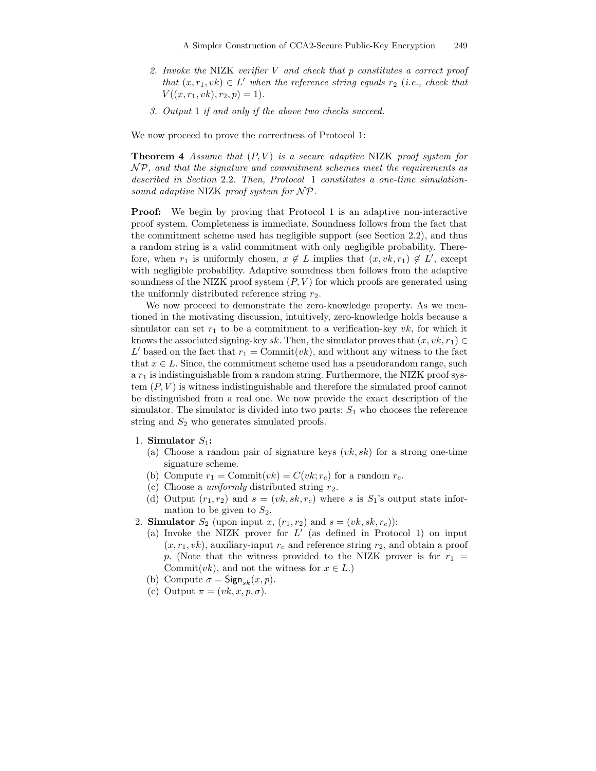2. *Invoke the* NIZK *verifier* $V$ *and check that* $p$ *constitutes a correct proof that* $(x, r_1, vk) \in L'$ *when the reference string equals* $r_2$ *(i.e., check that* $V((x, r_1, vk), r_2, p) = 1$*).*
3. *Output* 1 *if and only if the above two checks succeed.*

We now proceed to prove the correctness of Protocol 1:

**Theorem 4** *Assume that* $(P, V)$ *is a secure adaptive* NIZK *proof system for* $\mathcal{NP}$*, and that the signature and commitment schemes meet the requirements as described in Section* 2.2*. Then, Protocol* 1 *constitutes a one-time simulation-sound adaptive* NIZK *proof system for* $\mathcal{NP}$*.*

**Proof:** We begin by proving that Protocol 1 is an adaptive non-interactive proof system. Completeness is immediate. Soundness follows from the fact that the commitment scheme used has negligible support (see Section 2.2), and thus a random string is a valid commitment with only negligible probability. Therefore, when $r_1$ is uniformly chosen, $x \notin L$ implies that $(x, vk, r_1) \notin L'$, except with negligible probability. Adaptive soundness then follows from the adaptive soundness of the NIZK proof system $(P, V)$ for which proofs are generated using the uniformly distributed reference string $r_2$.

We now proceed to demonstrate the zero-knowledge property. As we mentioned in the motivating discussion, intuitively, zero-knowledge holds because a simulator can set $r_1$ to be a commitment to a verification-key $vk$, for which it knows the associated signing-key $sk$. Then, the simulator proves that $(x, vk, r_1) \in L'$ based on the fact that $r_1 = \text{Commit}(vk)$, and without any witness to the fact that $x \in L$. Since, the commitment scheme used has a pseudorandom range, such a $r_1$ is indistinguishable from a random string. Furthermore, the NIZK proof system $(P, V)$ is witness indistinguishable and therefore the simulated proof cannot be distinguished from a real one. We now provide the exact description of the simulator. The simulator is divided into two parts: $S_1$ who chooses the reference string and $S_2$ who generates simulated proofs.

1. **Simulator** $S_1$**:**
   (a) Choose a random pair of signature keys $(vk, sk)$ for a strong one-time signature scheme.
   (b) Compute $r_1 = \text{Commit}(vk) = C(vk; r_c)$ for a random $r_c$.
   (c) Choose a *uniformly* distributed string $r_2$.
   (d) Output $(r_1, r_2)$ and $s = (vk, sk, r_c)$ where $s$ is $S_1$'s output state information to be given to $S_2$.
2. **Simulator** $S_2$ (upon input $x$, $(r_1, r_2)$ and $s = (vk, sk, r_c)$):
   (a) Invoke the NIZK prover for $L'$ (as defined in Protocol 1) on input $(x, r_1, vk)$, auxiliary-input $r_c$ and reference string $r_2$, and obtain a proof $p$. (Note that the witness provided to the NIZK prover is for $r_1 = \text{Commit}(vk)$, and not the witness for $x \in L$.)
   (b) Compute $\sigma = \mathsf{Sign}_{sk}(x, p)$.
   (c) Output $\pi = (vk, x, p, \sigma)$.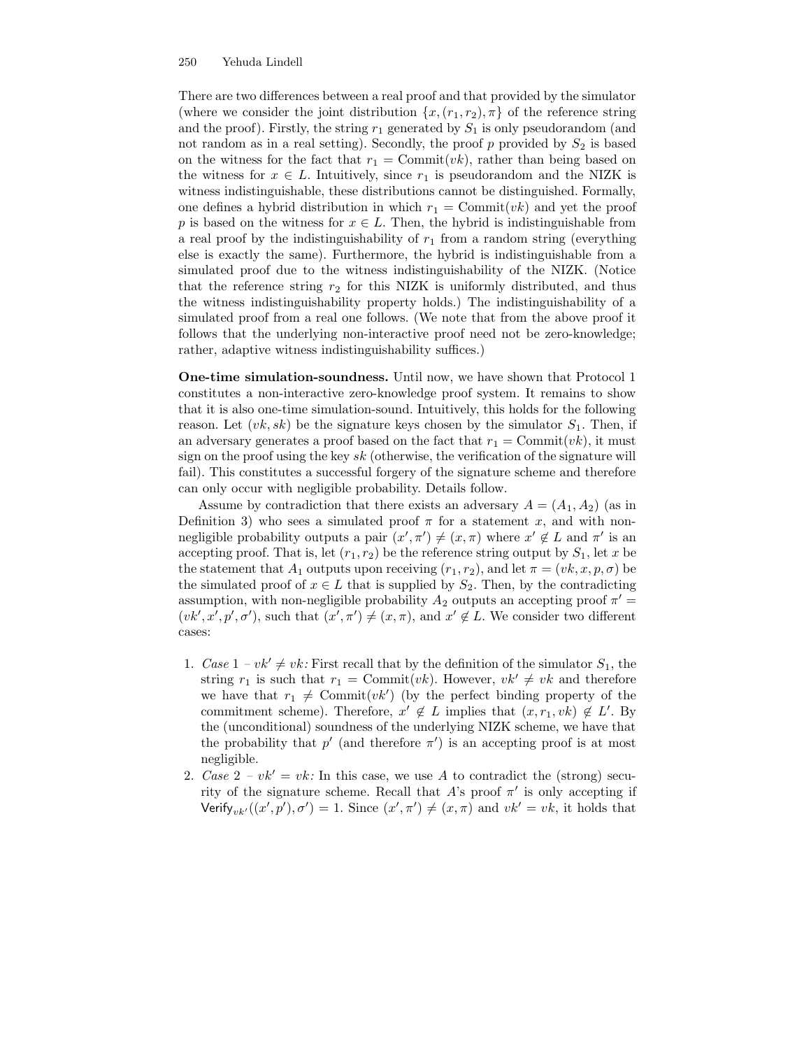There are two differences between a real proof and that provided by the simulator (where we consider the joint distribution $\{x, (r_1, r_2), \pi\}$ of the reference string and the proof). Firstly, the string $r_1$ generated by $S_1$ is only pseudorandom (and not random as in a real setting). Secondly, the proof $p$ provided by $S_2$ is based on the witness for the fact that $r_1 = \text{Commit}(vk)$, rather than being based on the witness for $x \in L$. Intuitively, since $r_1$ is pseudorandom and the NIZK is witness indistinguishable, these distributions cannot be distinguished. Formally, one defines a hybrid distribution in which $r_1 = \text{Commit}(vk)$ and yet the proof $p$ is based on the witness for $x \in L$. Then, the hybrid is indistinguishable from a real proof by the indistinguishability of $r_1$ from a random string (everything else is exactly the same). Furthermore, the hybrid is indistinguishable from a simulated proof due to the witness indistinguishability of the NIZK. (Notice that the reference string $r_2$ for this NIZK is uniformly distributed, and thus the witness indistinguishability property holds.) The indistinguishability of a simulated proof from a real one follows. (We note that from the above proof it follows that the underlying non-interactive proof need not be zero-knowledge; rather, adaptive witness indistinguishability suffices.)

**One-time simulation-soundness.** Until now, we have shown that Protocol 1 constitutes a non-interactive zero-knowledge proof system. It remains to show that it is also one-time simulation-sound. Intuitively, this holds for the following reason. Let $(vk, sk)$ be the signature keys chosen by the simulator $S_1$. Then, if an adversary generates a proof based on the fact that $r_1 = \text{Commit}(vk)$, it must sign on the proof using the key $sk$ (otherwise, the verification of the signature will fail). This constitutes a successful forgery of the signature scheme and therefore can only occur with negligible probability. Details follow.

Assume by contradiction that there exists an adversary $A = (A_1, A_2)$ (as in Definition 3) who sees a simulated proof $\pi$ for a statement $x$, and with non-negligible probability outputs a pair $(x', \pi') \neq (x, \pi)$ where $x' \notin L$ and $\pi'$ is an accepting proof. That is, let $(r_1, r_2)$ be the reference string output by $S_1$, let $x$ be the statement that $A_1$ outputs upon receiving $(r_1, r_2)$, and let $\pi = (vk, x, p, \sigma)$ be the simulated proof of $x \in L$ that is supplied by $S_2$. Then, by the contradicting assumption, with non-negligible probability $A_2$ outputs an accepting proof $\pi' = (vk', x', p', \sigma')$, such that $(x', \pi') \neq (x, \pi)$, and $x' \notin L$. We consider two different cases:

1. *Case 1 – $vk' \neq vk$:* First recall that by the definition of the simulator $S_1$, the string $r_1$ is such that $r_1 = \text{Commit}(vk)$. However, $vk' \neq vk$ and therefore we have that $r_1 \neq \text{Commit}(vk')$ (by the perfect binding property of the commitment scheme). Therefore, $x' \notin L$ implies that $(x, r_1, vk) \notin L'$. By the (unconditional) soundness of the underlying NIZK scheme, we have that the probability that $p'$ (and therefore $\pi'$) is an accepting proof is at most negligible.
2. *Case 2 – $vk' = vk$:* In this case, we use $A$ to contradict the (strong) security of the signature scheme. Recall that $A$'s proof $\pi'$ is only accepting if $\mathsf{Verify}_{vk'}((x', p'), \sigma') = 1$. Since $(x', \pi') \neq (x, \pi)$ and $vk' = vk$, it holds that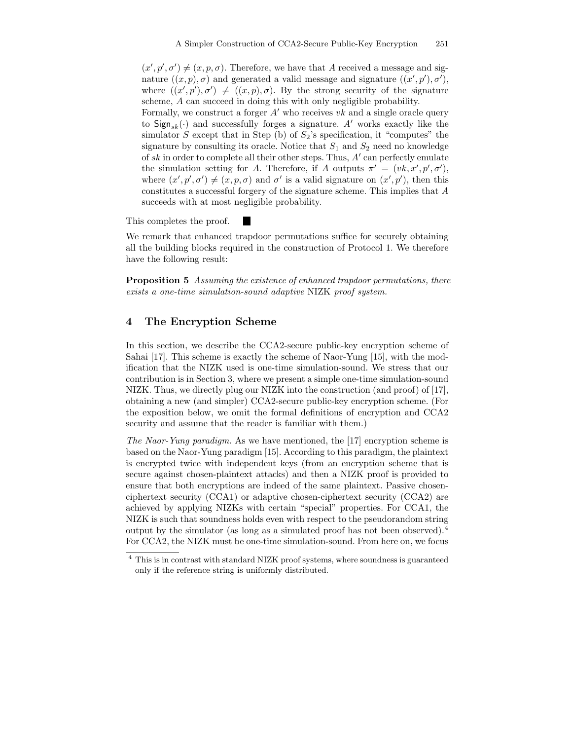$(x', p', \sigma') \neq (x, p, \sigma)$. Therefore, we have that $A$ received a message and signature $((x, p), \sigma)$ and generated a valid message and signature $((x', p'), \sigma')$, where $((x', p'), \sigma') \neq ((x, p), \sigma)$. By the strong security of the signature scheme, $A$ can succeed in doing this with only negligible probability.

Formally, we construct a forger $A'$ who receives $vk$ and a single oracle query to $\mathsf{Sign}_{sk}(\cdot)$ and successfully forges a signature. $A'$ works exactly like the simulator $S$ except that in Step (b) of $S_2$'s specification, it "computes" the signature by consulting its oracle. Notice that $S_1$ and $S_2$ need no knowledge of $sk$ in order to complete all their other steps. Thus, $A'$ can perfectly emulate the simulation setting for $A$. Therefore, if $A$ outputs $\pi' = (vk, x', p', \sigma')$, where $(x', p', \sigma') \neq (x, p, \sigma)$ and $\sigma'$ is a valid signature on $(x', p')$, then this constitutes a successful forgery of the signature scheme. This implies that $A$ succeeds with at most negligible probability.

This completes the proof. ■

We remark that enhanced trapdoor permutations suffice for securely obtaining all the building blocks required in the construction of Protocol 1. We therefore have the following result:

**Proposition 5** *Assuming the existence of enhanced trapdoor permutations, there exists a one-time simulation-sound adaptive* NIZK *proof system.*

## 4 The Encryption Scheme

In this section, we describe the CCA2-secure public-key encryption scheme of Sahai [17]. This scheme is exactly the scheme of Naor-Yung [15], with the modification that the NIZK used is one-time simulation-sound. We stress that our contribution is in Section 3, where we present a simple one-time simulation-sound NIZK. Thus, we directly plug our NIZK into the construction (and proof) of [17], obtaining a new (and simpler) CCA2-secure public-key encryption scheme. (For the exposition below, we omit the formal definitions of encryption and CCA2 security and assume that the reader is familiar with them.)

*The Naor-Yung paradigm.* As we have mentioned, the [17] encryption scheme is based on the Naor-Yung paradigm [15]. According to this paradigm, the plaintext is encrypted twice with independent keys (from an encryption scheme that is secure against chosen-plaintext attacks) and then a NIZK proof is provided to ensure that both encryptions are indeed of the same plaintext. Passive chosen-ciphertext security (CCA1) or adaptive chosen-ciphertext security (CCA2) are achieved by applying NIZKs with certain "special" properties. For CCA1, the NIZK is such that soundness holds even with respect to the pseudorandom string output by the simulator (as long as a simulated proof has not been observed).[4] For CCA2, the NIZK must be one-time simulation-sound. From here on, we focus

[4] This is in contrast with standard NIZK proof systems, where soundness is guaranteed only if the reference string is uniformly distributed.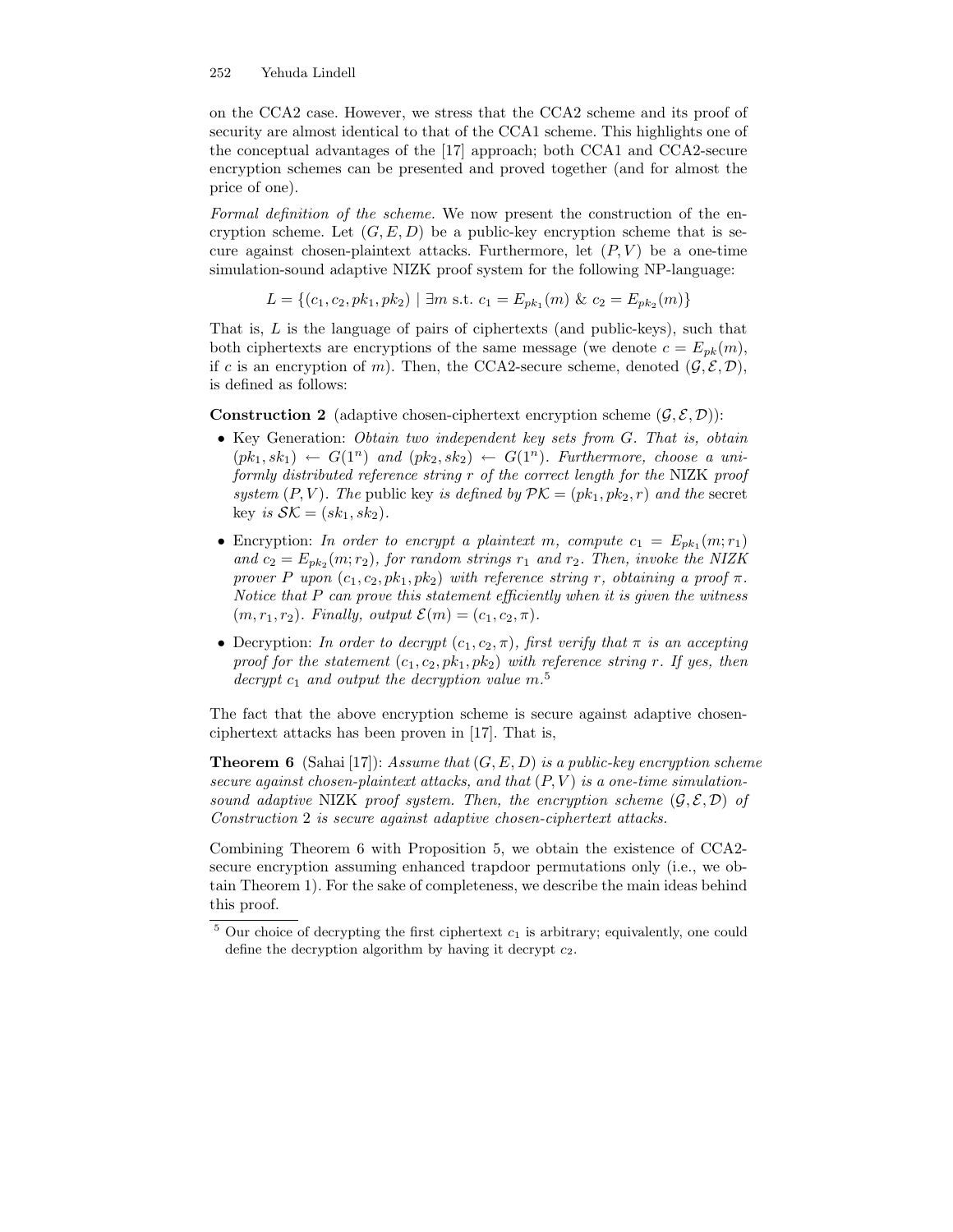on the CCA2 case. However, we stress that the CCA2 scheme and its proof of security are almost identical to that of the CCA1 scheme. This highlights one of the conceptual advantages of the [17] approach; both CCA1 and CCA2-secure encryption schemes can be presented and proved together (and for almost the price of one).

*Formal definition of the scheme.* We now present the construction of the encryption scheme. Let $(G, E, D)$ be a public-key encryption scheme that is secure against chosen-plaintext attacks. Furthermore, let $(P, V)$ be a one-time simulation-sound adaptive NIZK proof system for the following NP-language:

$$L = \{(c_1, c_2, pk_1, pk_2) \mid \exists m \text{ s.t. } c_1 = E_{pk_1}(m) \ \& \ c_2 = E_{pk_2}(m)\}$$

That is, $L$ is the language of pairs of ciphertexts (and public-keys), such that both ciphertexts are encryptions of the same message (we denote $c = E_{pk}(m)$, if $c$ is an encryption of $m$). Then, the CCA2-secure scheme, denoted $(\mathcal{G}, \mathcal{E}, \mathcal{D})$, is defined as follows:

**Construction 2** (adaptive chosen-ciphertext encryption scheme $(\mathcal{G}, \mathcal{E}, \mathcal{D})$):

- Key Generation: *Obtain two independent key sets from $G$. That is, obtain $(pk_1, sk_1) \leftarrow G(1^n)$ and $(pk_2, sk_2) \leftarrow G(1^n)$. Furthermore, choose a uniformly distributed reference string $r$ of the correct length for the* NIZK *proof system $(P, V)$. The* public key *is defined by $\mathcal{PK} = (pk_1, pk_2, r)$ and the* secret key *is $\mathcal{SK} = (sk_1, sk_2)$.*
- Encryption: *In order to encrypt a plaintext $m$, compute $c_1 = E_{pk_1}(m; r_1)$ and $c_2 = E_{pk_2}(m; r_2)$, for random strings $r_1$ and $r_2$. Then, invoke the NIZK prover $P$ upon $(c_1, c_2, pk_1, pk_2)$ with reference string $r$, obtaining a proof $\pi$. Notice that $P$ can prove this statement efficiently when it is given the witness $(m, r_1, r_2)$. Finally, output $\mathcal{E}(m) = (c_1, c_2, \pi)$.*
- Decryption: *In order to decrypt $(c_1, c_2, \pi)$, first verify that $\pi$ is an accepting proof for the statement $(c_1, c_2, pk_1, pk_2)$ with reference string $r$. If yes, then decrypt $c_1$ and output the decryption value $m$.*[5]

The fact that the above encryption scheme is secure against adaptive chosen-ciphertext attacks has been proven in [17]. That is,

**Theorem 6** (Sahai [17]): *Assume that $(G, E, D)$ is a public-key encryption scheme secure against chosen-plaintext attacks, and that $(P, V)$ is a one-time simulation-sound adaptive* NIZK *proof system. Then, the encryption scheme $(\mathcal{G}, \mathcal{E}, \mathcal{D})$ of Construction 2 is secure against adaptive chosen-ciphertext attacks.*

Combining Theorem 6 with Proposition 5, we obtain the existence of CCA2-secure encryption assuming enhanced trapdoor permutations only (i.e., we obtain Theorem 1). For the sake of completeness, we describe the main ideas behind this proof.

[5] Our choice of decrypting the first ciphertext $c_1$ is arbitrary; equivalently, one could define the decryption algorithm by having it decrypt $c_2$.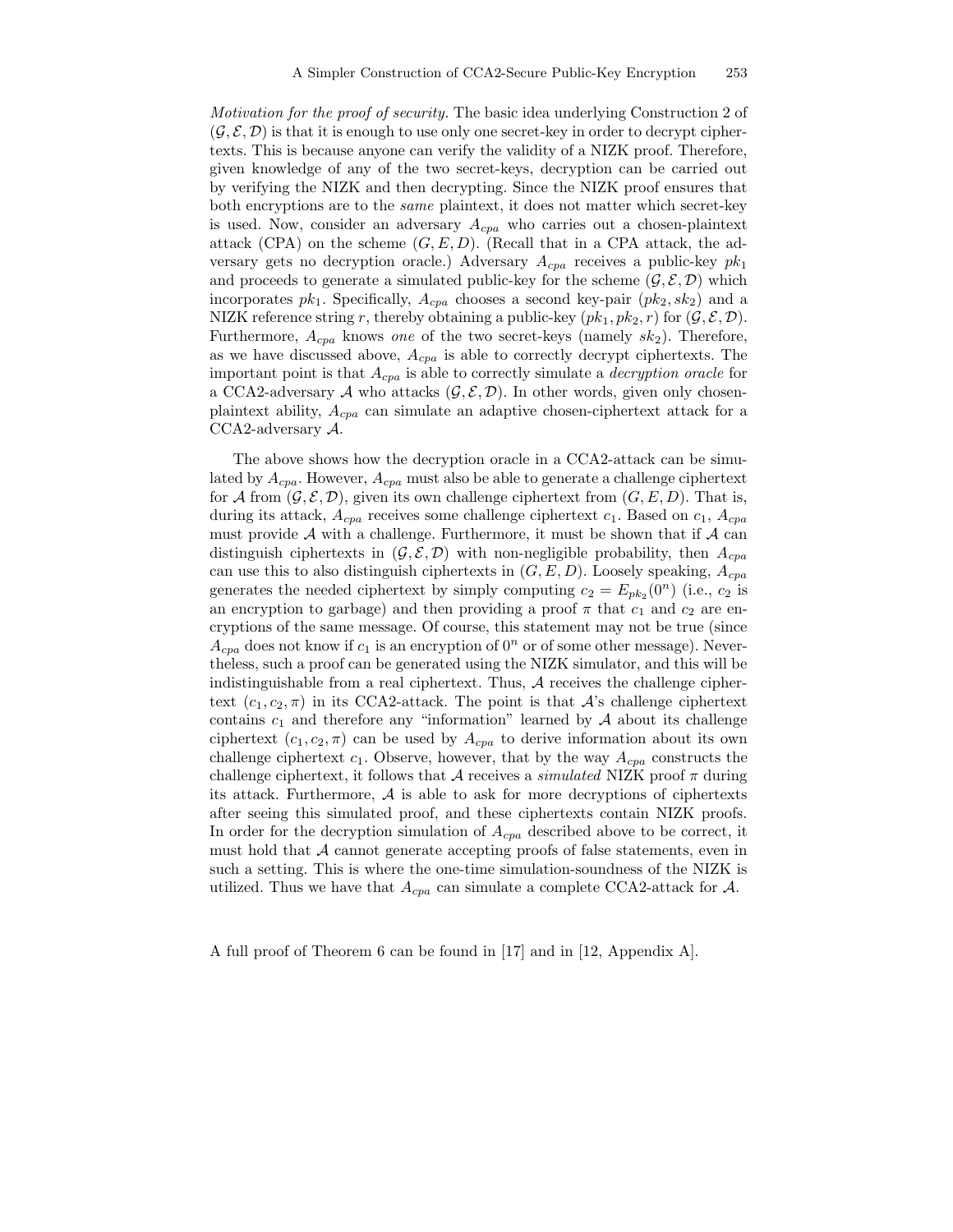*Motivation for the proof of security.* The basic idea underlying Construction 2 of $(\mathcal{G}, \mathcal{E}, \mathcal{D})$ is that it is enough to use only one secret-key in order to decrypt ciphertexts. This is because anyone can verify the validity of a NIZK proof. Therefore, given knowledge of any of the two secret-keys, decryption can be carried out by verifying the NIZK and then decrypting. Since the NIZK proof ensures that both encryptions are to the *same* plaintext, it does not matter which secret-key is used. Now, consider an adversary $A_{cpa}$ who carries out a chosen-plaintext attack (CPA) on the scheme $(G, E, D)$. (Recall that in a CPA attack, the adversary gets no decryption oracle.) Adversary $A_{cpa}$ receives a public-key $pk_1$ and proceeds to generate a simulated public-key for the scheme $(\mathcal{G}, \mathcal{E}, \mathcal{D})$ which incorporates $pk_1$. Specifically, $A_{cpa}$ chooses a second key-pair $(pk_2, sk_2)$ and a NIZK reference string $r$, thereby obtaining a public-key $(pk_1, pk_2, r)$ for $(\mathcal{G}, \mathcal{E}, \mathcal{D})$. Furthermore, $A_{cpa}$ knows *one* of the two secret-keys (namely $sk_2$). Therefore, as we have discussed above, $A_{cpa}$ is able to correctly decrypt ciphertexts. The important point is that $A_{cpa}$ is able to correctly simulate a *decryption oracle* for a CCA2-adversary $\mathcal{A}$ who attacks $(\mathcal{G}, \mathcal{E}, \mathcal{D})$. In other words, given only chosen-plaintext ability, $A_{cpa}$ can simulate an adaptive chosen-ciphertext attack for a CCA2-adversary $\mathcal{A}$.

The above shows how the decryption oracle in a CCA2-attack can be simulated by $A_{cpa}$. However, $A_{cpa}$ must also be able to generate a challenge ciphertext for $\mathcal{A}$ from $(\mathcal{G}, \mathcal{E}, \mathcal{D})$, given its own challenge ciphertext from $(G, E, D)$. That is, during its attack, $A_{cpa}$ receives some challenge ciphertext $c_1$. Based on $c_1$, $A_{cpa}$ must provide $\mathcal{A}$ with a challenge. Furthermore, it must be shown that if $\mathcal{A}$ can distinguish ciphertexts in $(\mathcal{G}, \mathcal{E}, \mathcal{D})$ with non-negligible probability, then $A_{cpa}$ can use this to also distinguish ciphertexts in $(G, E, D)$. Loosely speaking, $A_{cpa}$ generates the needed ciphertext by simply computing $c_2 = E_{pk_2}(0^n)$ (i.e., $c_2$ is an encryption to garbage) and then providing a proof $\pi$ that $c_1$ and $c_2$ are encryptions of the same message. Of course, this statement may not be true (since $A_{cpa}$ does not know if $c_1$ is an encryption of $0^n$ or of some other message). Nevertheless, such a proof can be generated using the NIZK simulator, and this will be indistinguishable from a real ciphertext. Thus, $\mathcal{A}$ receives the challenge ciphertext $(c_1, c_2, \pi)$ in its CCA2-attack. The point is that $\mathcal{A}$'s challenge ciphertext contains $c_1$ and therefore any "information" learned by $\mathcal{A}$ about its challenge ciphertext $(c_1, c_2, \pi)$ can be used by $A_{cpa}$ to derive information about its own challenge ciphertext $c_1$. Observe, however, that by the way $A_{cpa}$ constructs the challenge ciphertext, it follows that $\mathcal{A}$ receives a *simulated* NIZK proof $\pi$ during its attack. Furthermore, $\mathcal{A}$ is able to ask for more decryptions of ciphertexts after seeing this simulated proof, and these ciphertexts contain NIZK proofs. In order for the decryption simulation of $A_{cpa}$ described above to be correct, it must hold that $\mathcal{A}$ cannot generate accepting proofs of false statements, even in such a setting. This is where the one-time simulation-soundness of the NIZK is utilized. Thus we have that $A_{cpa}$ can simulate a complete CCA2-attack for $\mathcal{A}$.

A full proof of Theorem 6 can be found in [17] and in [12, Appendix A].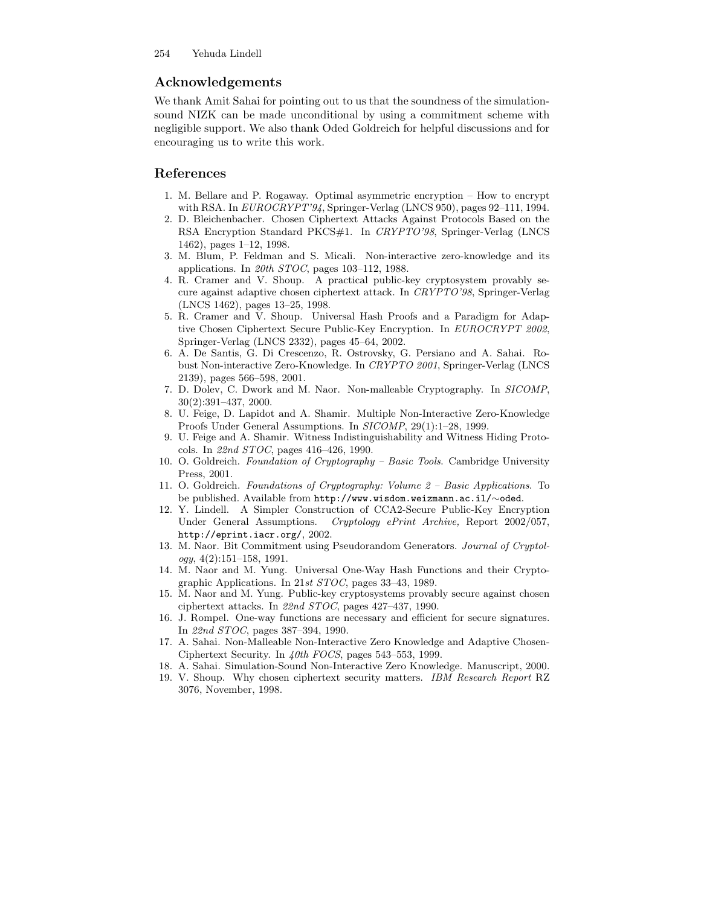## Acknowledgements

We thank Amit Sahai for pointing out to us that the soundness of the simulation-sound NIZK can be made unconditional by using a commitment scheme with negligible support. We also thank Oded Goldreich for helpful discussions and for encouraging us to write this work.

## References

1. M. Bellare and P. Rogaway. Optimal asymmetric encryption – How to encrypt with RSA. In *EUROCRYPT'94*, Springer-Verlag (LNCS 950), pages 92–111, 1994.
2. D. Bleichenbacher. Chosen Ciphertext Attacks Against Protocols Based on the RSA Encryption Standard PKCS#1. In *CRYPTO'98*, Springer-Verlag (LNCS 1462), pages 1–12, 1998.
3. M. Blum, P. Feldman and S. Micali. Non-interactive zero-knowledge and its applications. In *20th STOC*, pages 103–112, 1988.
4. R. Cramer and V. Shoup. A practical public-key cryptosystem provably secure against adaptive chosen ciphertext attack. In *CRYPTO'98*, Springer-Verlag (LNCS 1462), pages 13–25, 1998.
5. R. Cramer and V. Shoup. Universal Hash Proofs and a Paradigm for Adaptive Chosen Ciphertext Secure Public-Key Encryption. In *EUROCRYPT 2002*, Springer-Verlag (LNCS 2332), pages 45–64, 2002.
6. A. De Santis, G. Di Crescenzo, R. Ostrovsky, G. Persiano and A. Sahai. Robust Non-interactive Zero-Knowledge. In *CRYPTO 2001*, Springer-Verlag (LNCS 2139), pages 566–598, 2001.
7. D. Dolev, C. Dwork and M. Naor. Non-malleable Cryptography. In *SICOMP*, 30(2):391–437, 2000.
8. U. Feige, D. Lapidot and A. Shamir. Multiple Non-Interactive Zero-Knowledge Proofs Under General Assumptions. In *SICOMP*, 29(1):1–28, 1999.
9. U. Feige and A. Shamir. Witness Indistinguishability and Witness Hiding Protocols. In *22nd STOC*, pages 416–426, 1990.
10. O. Goldreich. *Foundation of Cryptography – Basic Tools*. Cambridge University Press, 2001.
11. O. Goldreich. *Foundations of Cryptography: Volume 2 – Basic Applications*. To be published. Available from `http://www.wisdom.weizmann.ac.il/∼oded`.
12. Y. Lindell. A Simpler Construction of CCA2-Secure Public-Key Encryption Under General Assumptions. *Cryptology ePrint Archive,* Report 2002/057, `http://eprint.iacr.org/`, 2002.
13. M. Naor. Bit Commitment using Pseudorandom Generators. *Journal of Cryptology*, 4(2):151–158, 1991.
14. M. Naor and M. Yung. Universal One-Way Hash Functions and their Cryptographic Applications. In *21st STOC*, pages 33–43, 1989.
15. M. Naor and M. Yung. Public-key cryptosystems provably secure against chosen ciphertext attacks. In *22nd STOC*, pages 427–437, 1990.
16. J. Rompel. One-way functions are necessary and efficient for secure signatures. In *22nd STOC*, pages 387–394, 1990.
17. A. Sahai. Non-Malleable Non-Interactive Zero Knowledge and Adaptive Chosen-Ciphertext Security. In *40th FOCS*, pages 543–553, 1999.
18. A. Sahai. Simulation-Sound Non-Interactive Zero Knowledge. Manuscript, 2000.
19. V. Shoup. Why chosen ciphertext security matters. *IBM Research Report* RZ 3076, November, 1998.